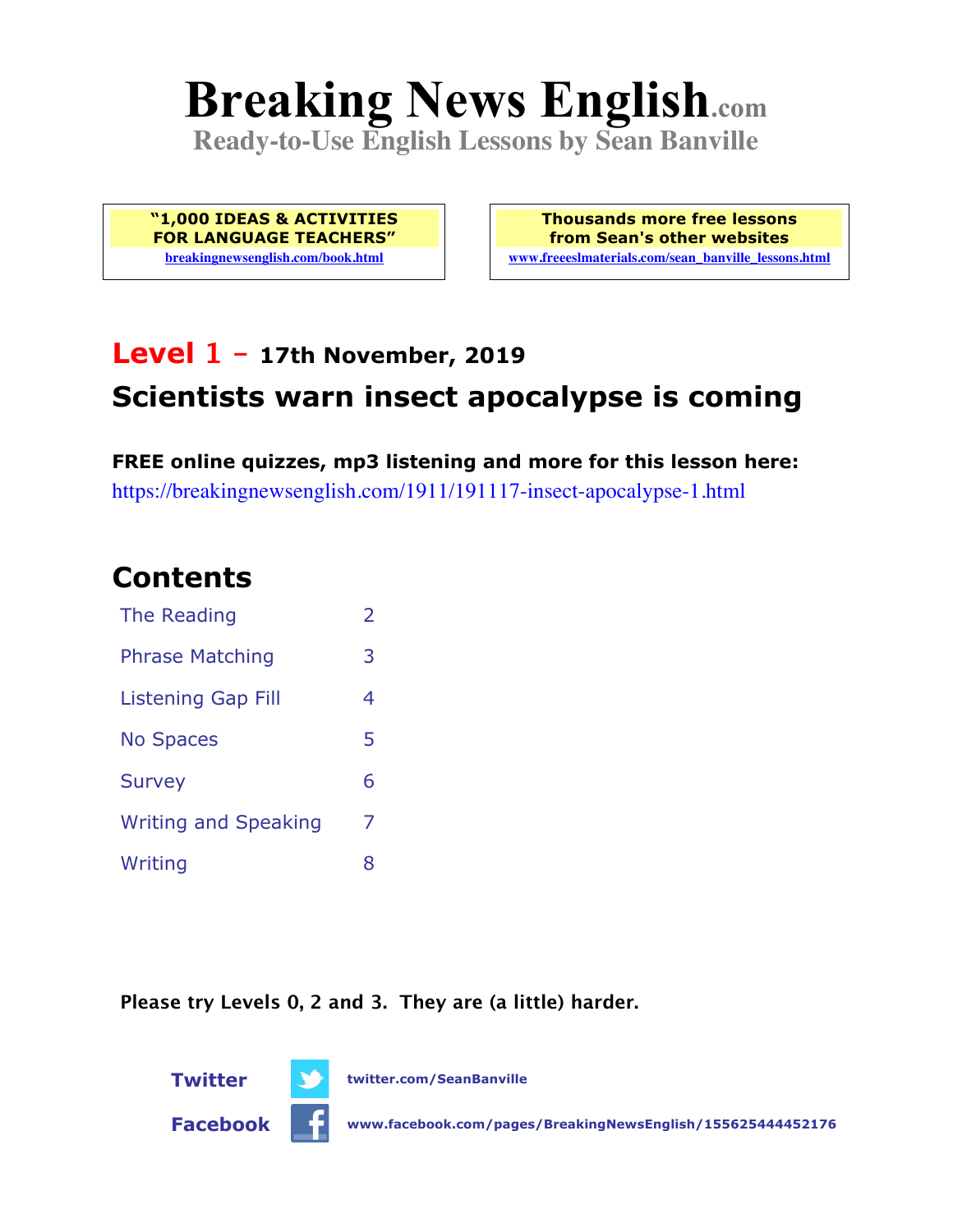# Breaking News English.com

**Ready-to-Use English Lessons by Sean Banville**

**"1,000 IDEAS & ACTIVITIES FOR LANGUAGE TEACHERS"**
breakingnewsenglish.com/book.html

**Thousands more free lessons from Sean's other websites**
www.freeeslmaterials.com/sean_banville_lessons.html

## Level 1 - 17th November, 2019

## Scientists warn insect apocalypse is coming

**FREE online quizzes, mp3 listening and more for this lesson here:**
https://breakingnewsenglish.com/1911/191117-insect-apocalypse-1.html

## Contents

| | |
|---|---|
| The Reading | 2 |
| Phrase Matching | 3 |
| Listening Gap Fill | 4 |
| No Spaces | 5 |
| Survey | 6 |
| Writing and Speaking | 7 |
| Writing | 8 |

**Please try Levels 0, 2 and 3. They are (a little) harder.**

**Twitter** twitter.com/SeanBanville

**Facebook** www.facebook.com/pages/BreakingNewsEnglish/155625444452176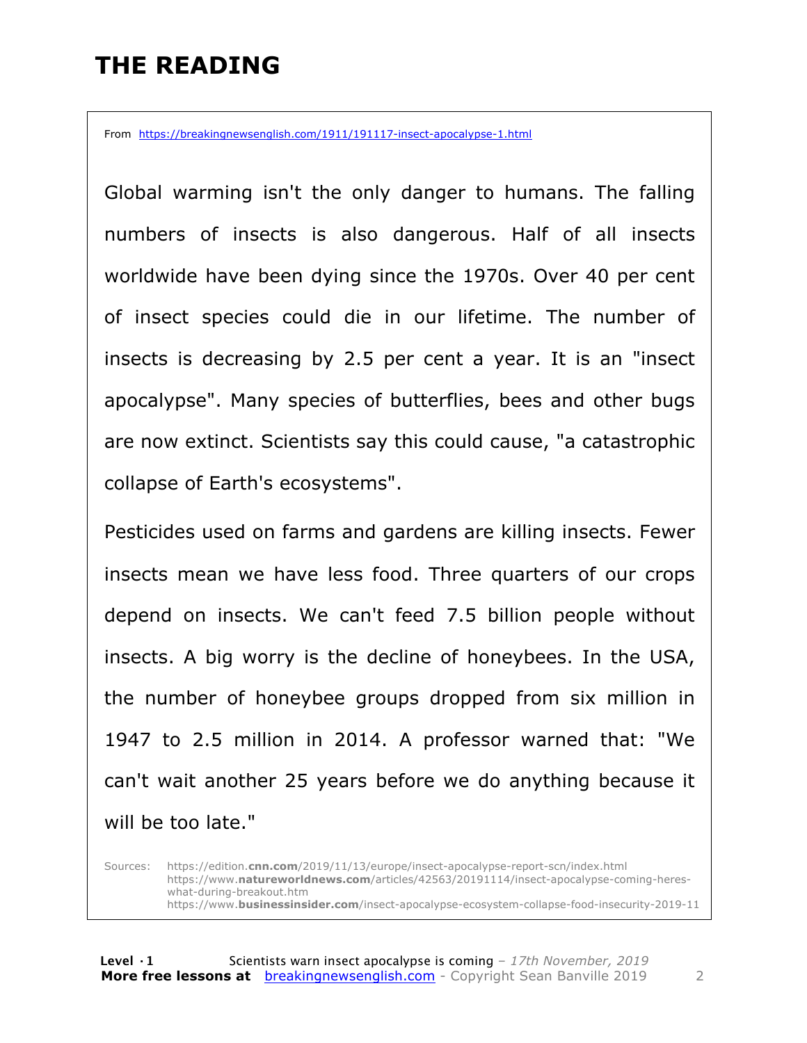# THE READING

From https://breakingnewsenglish.com/1911/191117-insect-apocalypse-1.html

Global warming isn't the only danger to humans. The falling numbers of insects is also dangerous. Half of all insects worldwide have been dying since the 1970s. Over 40 per cent of insect species could die in our lifetime. The number of insects is decreasing by 2.5 per cent a year. It is an "insect apocalypse". Many species of butterflies, bees and other bugs are now extinct. Scientists say this could cause, "a catastrophic collapse of Earth's ecosystems".

Pesticides used on farms and gardens are killing insects. Fewer insects mean we have less food. Three quarters of our crops depend on insects. We can't feed 7.5 billion people without insects. A big worry is the decline of honeybees. In the USA, the number of honeybee groups dropped from six million in 1947 to 2.5 million in 2014. A professor warned that: "We can't wait another 25 years before we do anything because it will be too late."

Sources: https://edition.**cnn.com**/2019/11/13/europe/insect-apocalypse-report-scn/index.html
https://www.**natureworldnews.com**/articles/42563/20191114/insect-apocalypse-coming-heres-what-during-breakout.htm
https://www.**businessinsider.com**/insect-apocalypse-ecosystem-collapse-food-insecurity-2019-11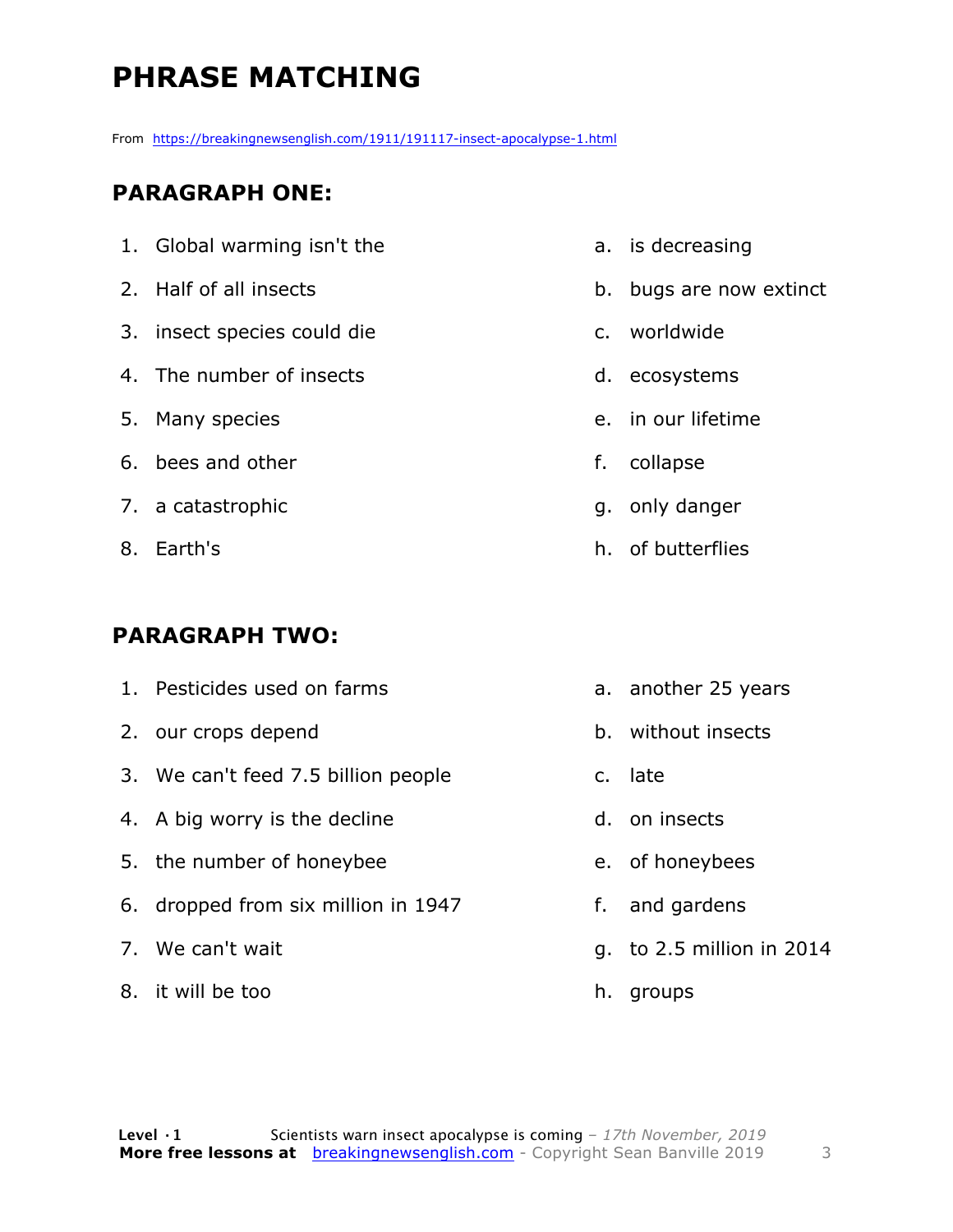# PHRASE MATCHING

From https://breakingnewsenglish.com/1911/191117-insect-apocalypse-1.html

## PARAGRAPH ONE:

| | |
|---|---|
| 1. Global warming isn't the | a. is decreasing |
| 2. Half of all insects | b. bugs are now extinct |
| 3. insect species could die | c. worldwide |
| 4. The number of insects | d. ecosystems |
| 5. Many species | e. in our lifetime |
| 6. bees and other | f. collapse |
| 7. a catastrophic | g. only danger |
| 8. Earth's | h. of butterflies |

## PARAGRAPH TWO:

| | |
|---|---|
| 1. Pesticides used on farms | a. another 25 years |
| 2. our crops depend | b. without insects |
| 3. We can't feed 7.5 billion people | c. late |
| 4. A big worry is the decline | d. on insects |
| 5. the number of honeybee | e. of honeybees |
| 6. dropped from six million in 1947 | f. and gardens |
| 7. We can't wait | g. to 2.5 million in 2014 |
| 8. it will be too | h. groups |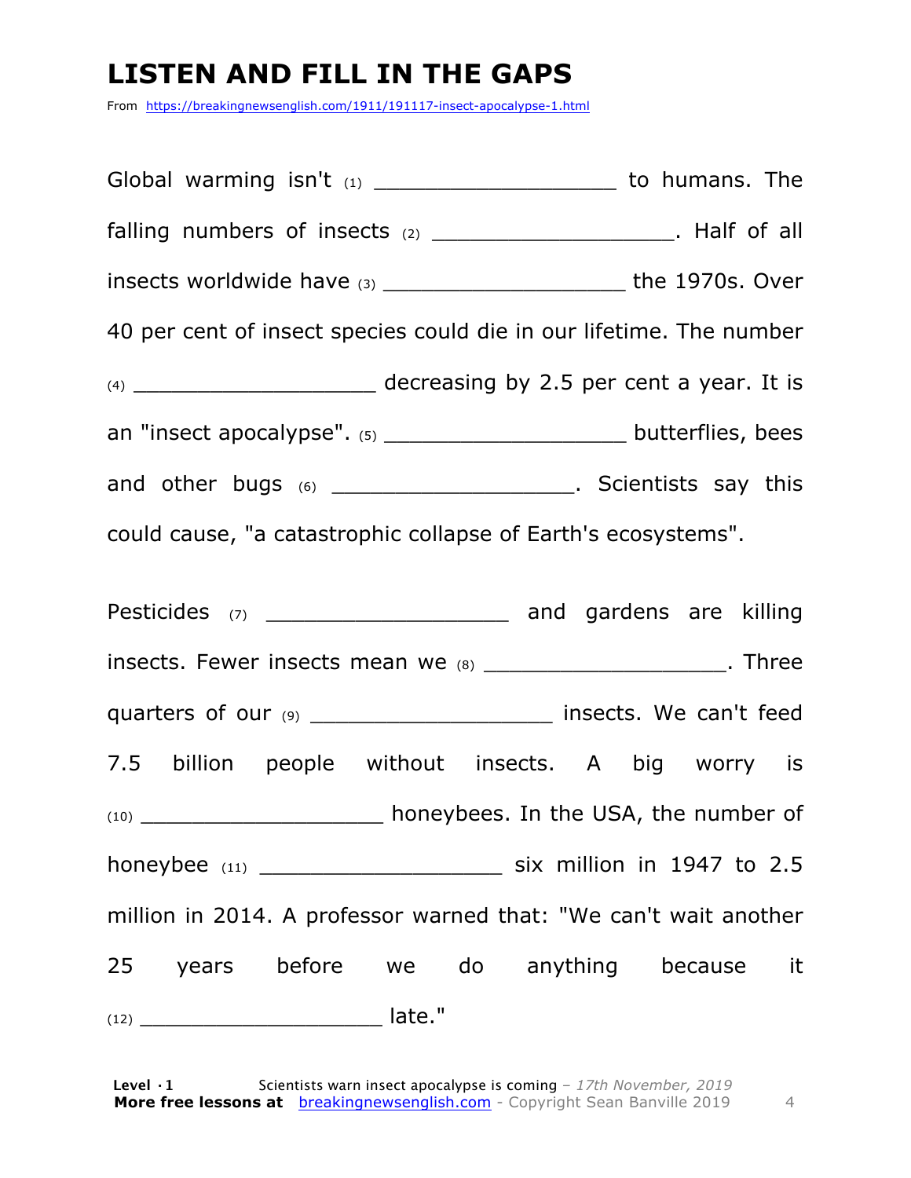# LISTEN AND FILL IN THE GAPS

From https://breakingnewsenglish.com/1911/191117-insect-apocalypse-1.html

Global warming isn't (1) ___________________ to humans. The falling numbers of insects (2) ___________________. Half of all insects worldwide have (3) ___________________ the 1970s. Over 40 per cent of insect species could die in our lifetime. The number (4) ___________________ decreasing by 2.5 per cent a year. It is an "insect apocalypse". (5) ___________________ butterflies, bees and other bugs (6) ___________________. Scientists say this could cause, "a catastrophic collapse of Earth's ecosystems".

Pesticides (7) ___________________ and gardens are killing insects. Fewer insects mean we (8) ___________________. Three quarters of our (9) ___________________ insects. We can't feed 7.5 billion people without insects. A big worry is (10) ___________________ honeybees. In the USA, the number of honeybee (11) ___________________ six million in 1947 to 2.5 million in 2014. A professor warned that: "We can't wait another 25 years before we do anything because it (12) ___________________ late."

**Level · 1** Scientists warn insect apocalypse is coming – *17th November, 2019*
**More free lessons at** breakingnewsenglish.com - Copyright Sean Banville 2019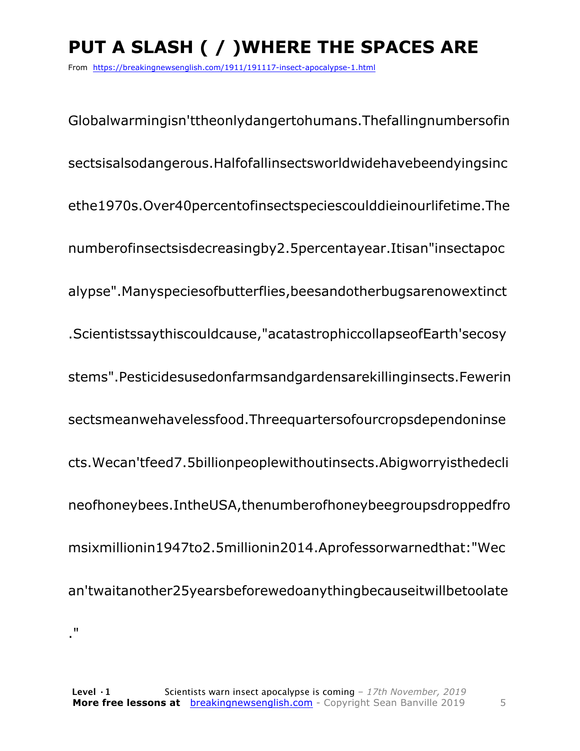# PUT A SLASH ( / )WHERE THE SPACES ARE

From https://breakingnewsenglish.com/1911/191117-insect-apocalypse-1.html

Globalwarmingisn'ttheonlydangertohumans.Thefallingnumbersofin

sectsisalsodangerous.Halfofallinsectsworldwidehavebeendyingsinc

ethe1970s.Over40percentofinsectspeciescoulddieinourlifetime.The

numberofinsectsisdecreasingby2.5percentayear.Itisan"insectapoc

alypse".Manyspeciesofbutterflies,beesandotherbugsarenowextinct

.Scientistssaythiscouldcause,"acatastrophiccollapseofEarth'secosy

stems".Pesticidesusedonfarmsandgardensarekillinginsects.Fewerin

sectsmeanwehavelessfood.Threequartersofourcropsdependoninse

cts.Wecan'tfeed7.5billionpeoplewithoutinsects.Abigworryisthedecli

neofhoneybees.IntheUSA,thenumberofhoneybeegroupsdroppedfro

msixmillionin1947to2.5millionin2014.Aprofessorwarnedthat:"Wec

an'twaitanother25yearsbeforewedoanythingbecauseitwillbetoolate

."

**Level ·1** Scientists warn insect apocalypse is coming – *17th November, 2019*
**More free lessons at** breakingnewsenglish.com - Copyright Sean Banville 2019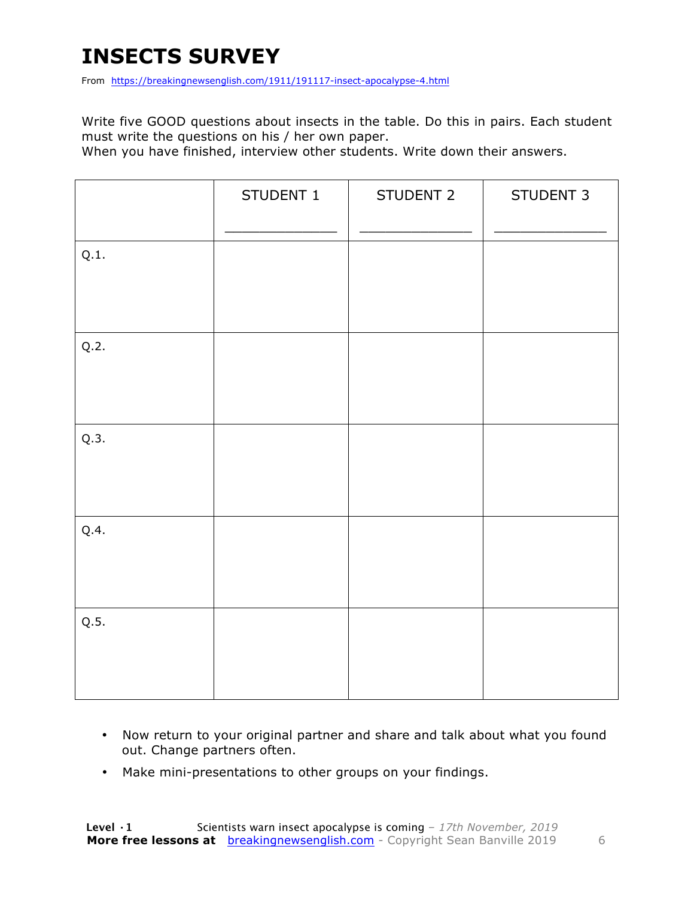# INSECTS SURVEY

From https://breakingnewsenglish.com/1911/191117-insect-apocalypse-4.html

Write five GOOD questions about insects in the table. Do this in pairs. Each student must write the questions on his / her own paper.
When you have finished, interview other students. Write down their answers.

| | STUDENT 1<br>_______________ | STUDENT 2<br>_______________ | STUDENT 3<br>_______________ |
|---|---|---|---|
| Q.1. | | | |
| Q.2. | | | |
| Q.3. | | | |
| Q.4. | | | |
| Q.5. | | | |

- Now return to your original partner and share and talk about what you found out. Change partners often.
- Make mini-presentations to other groups on your findings.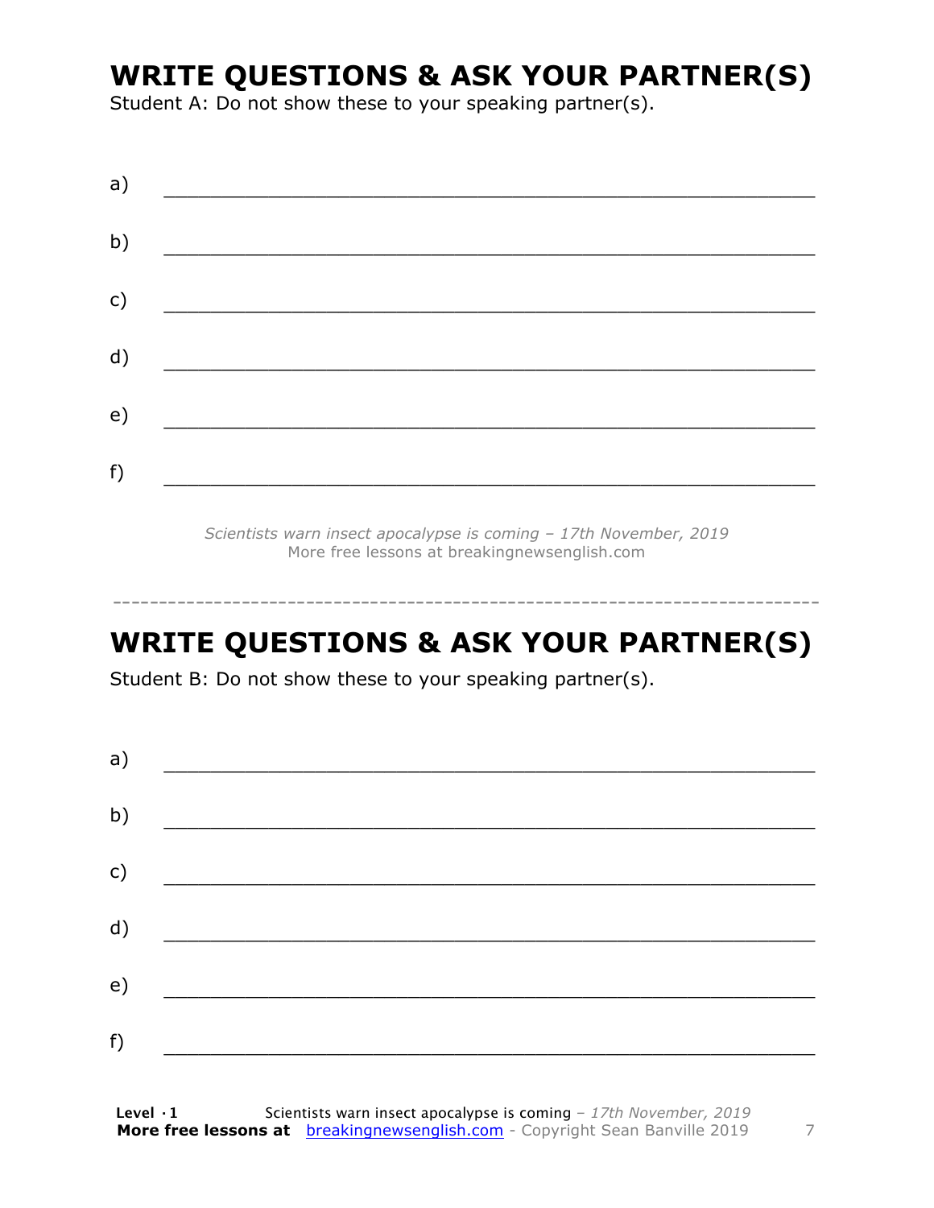## WRITE QUESTIONS & ASK YOUR PARTNER(S)

Student A: Do not show these to your speaking partner(s).

a) ___________________________________________________________

b) ___________________________________________________________

c) ___________________________________________________________

d) ___________________________________________________________

e) ___________________________________________________________

f) ___________________________________________________________

*Scientists warn insect apocalypse is coming – 17th November, 2019*
More free lessons at breakingnewsenglish.com

---

## WRITE QUESTIONS & ASK YOUR PARTNER(S)

Student B: Do not show these to your speaking partner(s).

a) ___________________________________________________________

b) ___________________________________________________________

c) ___________________________________________________________

d) ___________________________________________________________

e) ___________________________________________________________

f) ___________________________________________________________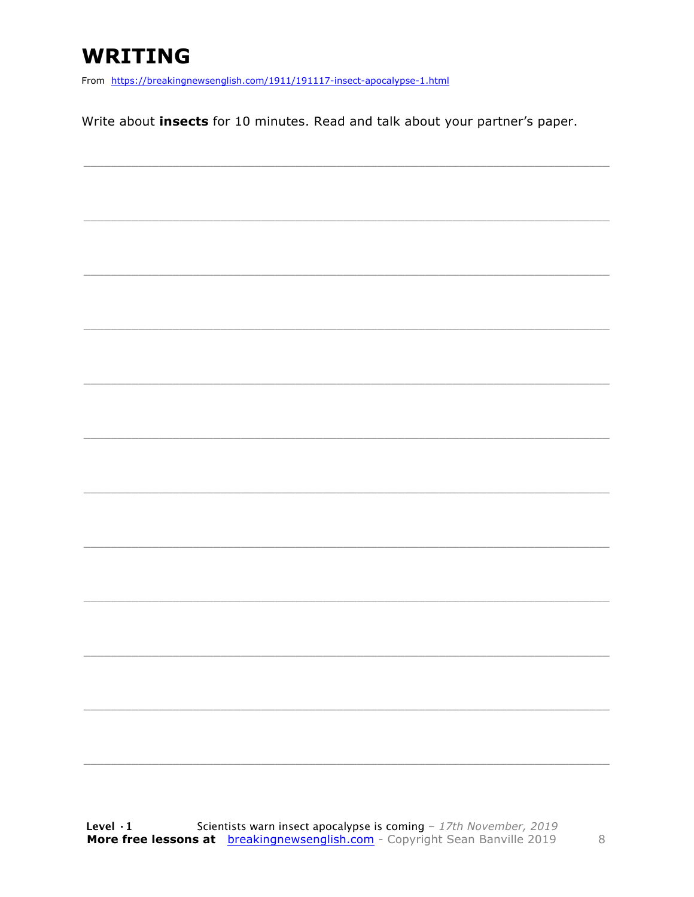# WRITING

From https://breakingnewsenglish.com/1911/191117-insect-apocalypse-1.html

Write about **insects** for 10 minutes. Read and talk about your partner's paper.